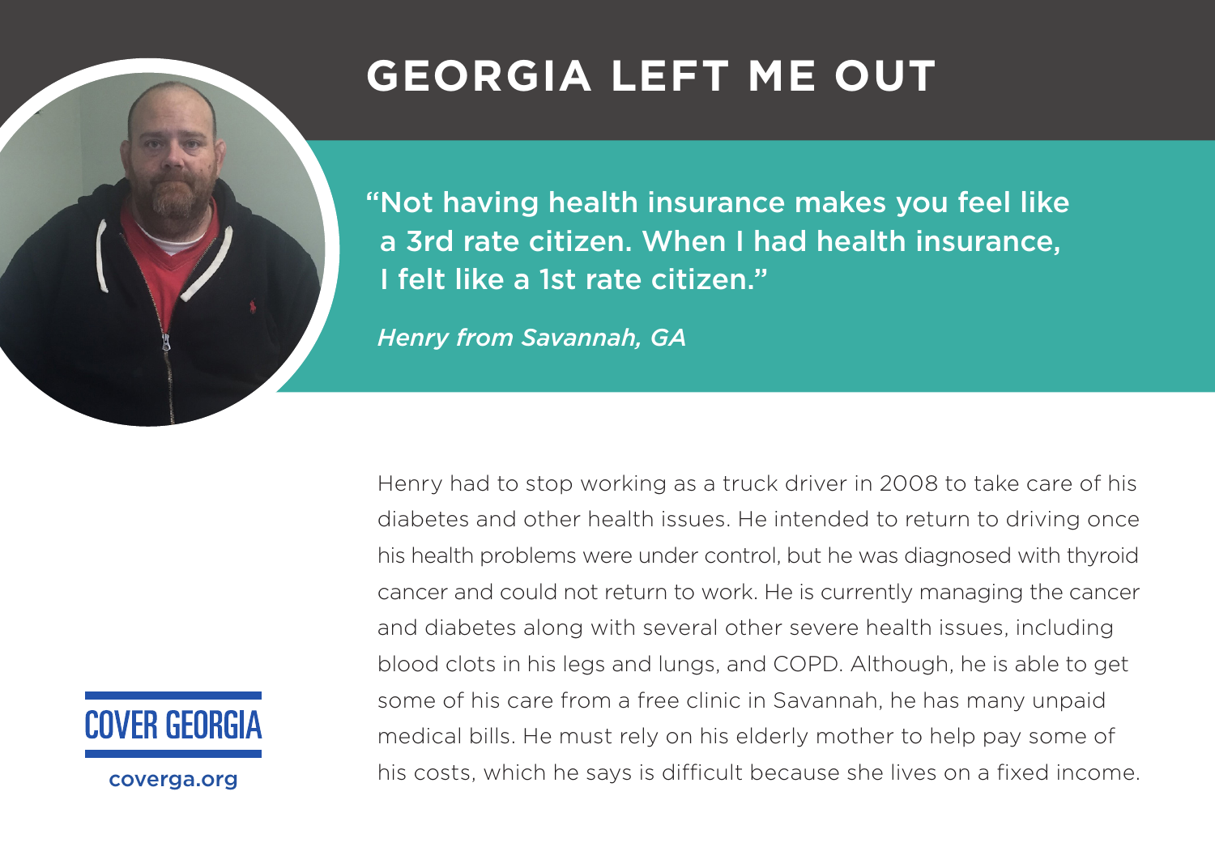# GEORGIA LEFT ME OUT

**"Not having health insurance makes you feel like a 3rd rate citizen. When I had health insurance, I felt like a 1st rate citizen."**

***Henry from Savannah, GA***

Henry had to stop working as a truck driver in 2008 to take care of his diabetes and other health issues. He intended to return to driving once his health problems were under control, but he was diagnosed with thyroid cancer and could not return to work. He is currently managing the cancer and diabetes along with several other severe health issues, including blood clots in his legs and lungs, and COPD. Although, he is able to get some of his care from a free clinic in Savannah, he has many unpaid medical bills. He must rely on his elderly mother to help pay some of his costs, which he says is difficult because she lives on a fixed income.

COVER GEORGIA

coverga.org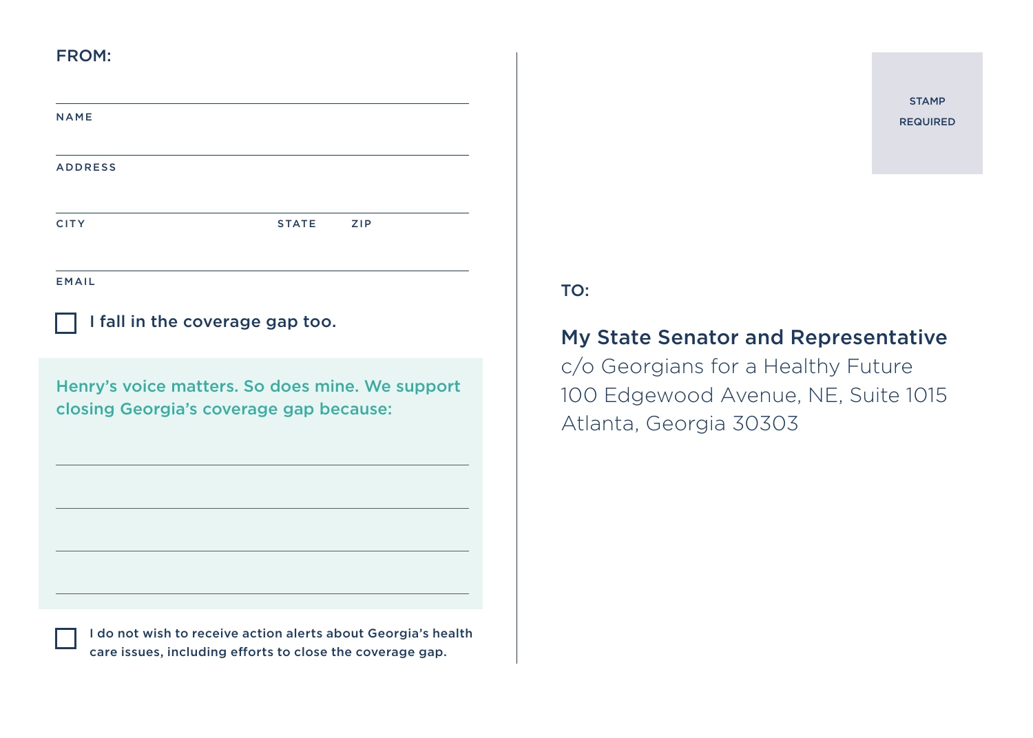FROM:

NAME

ADDRESS

CITY STATE ZIP

EMAIL

☐ I fall in the coverage gap too.

Henry's voice matters. So does mine. We support closing Georgia's coverage gap because:

☐ I do not wish to receive action alerts about Georgia's health care issues, including efforts to close the coverage gap.

STAMP REQUIRED

TO:

**My State Senator and Representative**
c/o Georgians for a Healthy Future
100 Edgewood Avenue, NE, Suite 1015
Atlanta, Georgia 30303